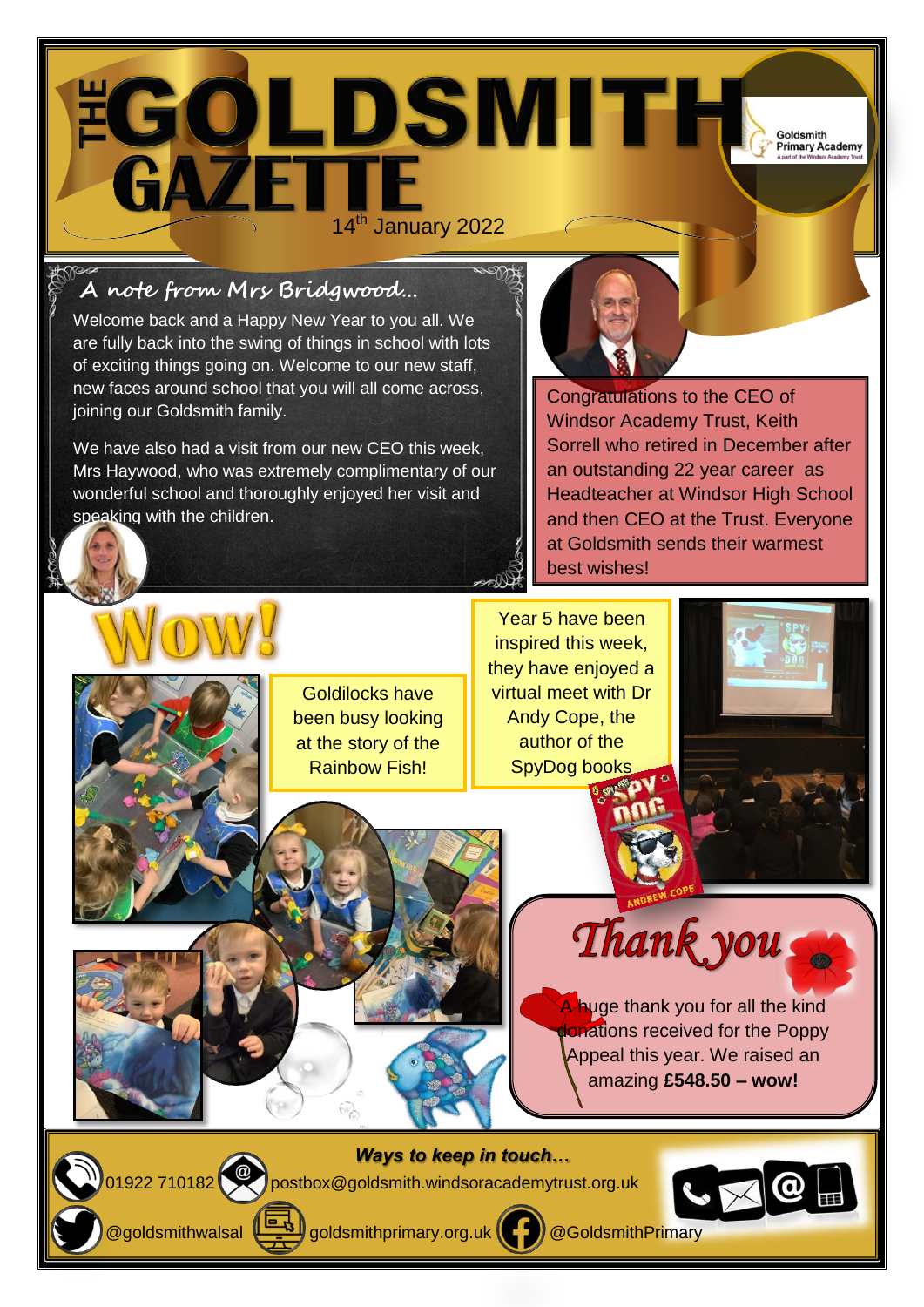# THE GOLDSMITH GAZETTE

14th January 2022

Goldsmith Primary Academy
A part of the Windsor Academy Trust

## A note from Mrs Bridgwood…

Welcome back and a Happy New Year to you all. We are fully back into the swing of things in school with lots of exciting things going on. Welcome to our new staff, new faces around school that you will all come across, joining our Goldsmith family.

We have also had a visit from our new CEO this week, Mrs Haywood, who was extremely complimentary of our wonderful school and thoroughly enjoyed her visit and speaking with the children.

Congratulations to the CEO of Windsor Academy Trust, Keith Sorrell who retired in December after an outstanding 22 year career as Headteacher at Windsor High School and then CEO at the Trust. Everyone at Goldsmith sends their warmest best wishes!

## Wow!

Goldilocks have been busy looking at the story of the Rainbow Fish!

Year 5 have been inspired this week, they have enjoyed a virtual meet with Dr Andy Cope, the author of the SpyDog books

## Thank you

A huge thank you for all the kind donations received for the Poppy Appeal this year. We raised an amazing **£548.50 – wow!**

### *Ways to keep in touch…*

01922 710182

postbox@goldsmith.windsoracademytrust.org.uk

@goldsmithwalsal

goldsmithprimary.org.uk

@GoldsmithPrimary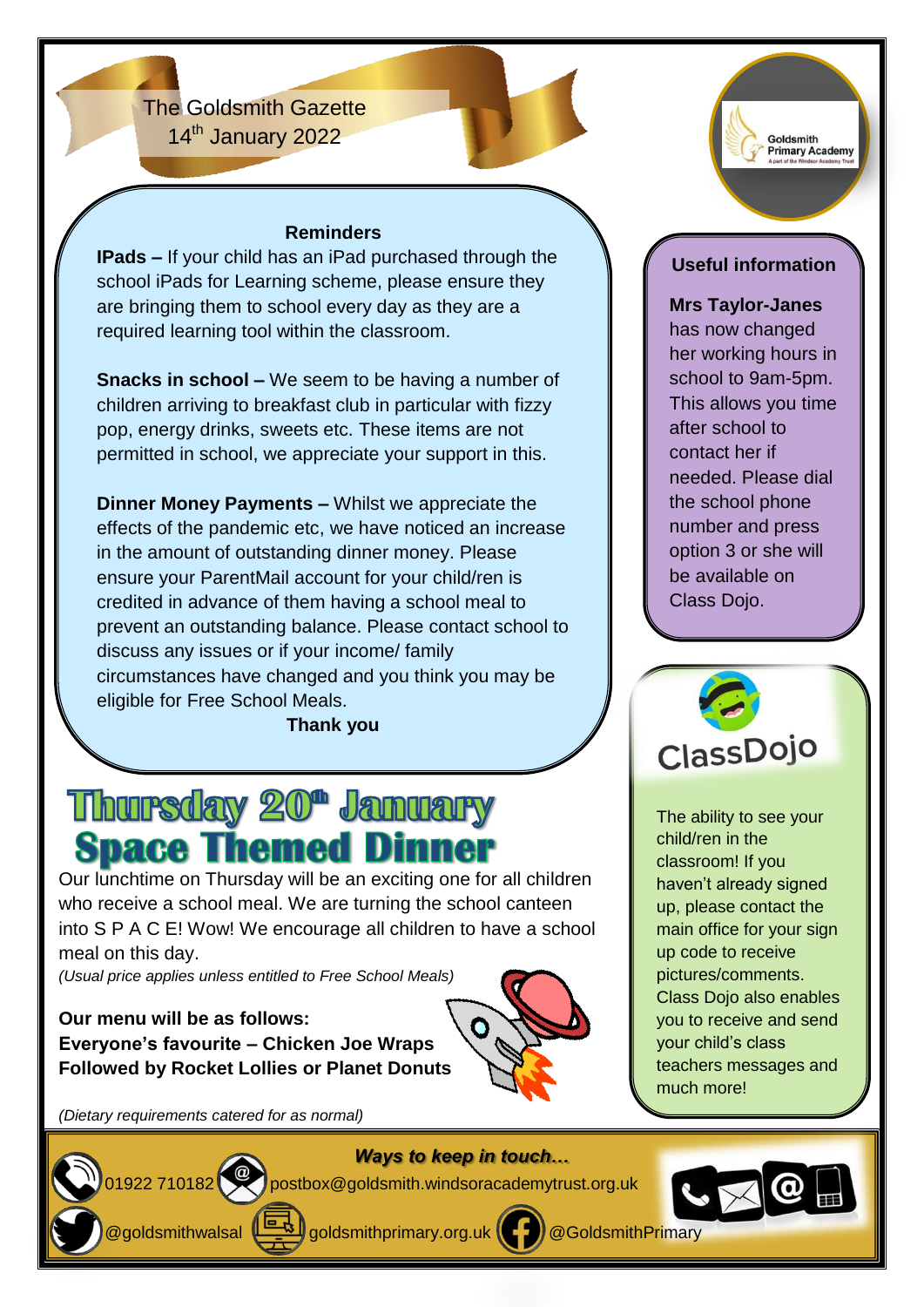# The Goldsmith Gazette
## 14th January 2022

Goldsmith Primary Academy
A part of the Windsor Academy Trust

### Reminders

**IPads –** If your child has an iPad purchased through the school iPads for Learning scheme, please ensure they are bringing them to school every day as they are a required learning tool within the classroom.

**Snacks in school –** We seem to be having a number of children arriving to breakfast club in particular with fizzy pop, energy drinks, sweets etc. These items are not permitted in school, we appreciate your support in this.

**Dinner Money Payments –** Whilst we appreciate the effects of the pandemic etc, we have noticed an increase in the amount of outstanding dinner money. Please ensure your ParentMail account for your child/ren is credited in advance of them having a school meal to prevent an outstanding balance. Please contact school to discuss any issues or if your income/ family circumstances have changed and you think you may be eligible for Free School Meals.

**Thank you**

## Thursday 20th January
## Space Themed Dinner

Our lunchtime on Thursday will be an exciting one for all children who receive a school meal. We are turning the school canteen into S P A C E! Wow! We encourage all children to have a school meal on this day.

*(Usual price applies unless entitled to Free School Meals)*

**Our menu will be as follows:**
**Everyone's favourite – Chicken Joe Wraps**
**Followed by Rocket Lollies or Planet Donuts**

*(Dietary requirements catered for as normal)*

### Useful information

**Mrs Taylor-Janes** has now changed her working hours in school to 9am-5pm. This allows you time after school to contact her if needed. Please dial the school phone number and press option 3 or she will be available on Class Dojo.

### ClassDojo

The ability to see your child/ren in the classroom! If you haven't already signed up, please contact the main office for your sign up code to receive pictures/comments. Class Dojo also enables you to receive and send your child's class teachers messages and much more!

***Ways to keep in touch…***

01922 710182
postbox@goldsmith.windsoracademytrust.org.uk
@goldsmithwalsal
goldsmithprimary.org.uk
@GoldsmithPrimary